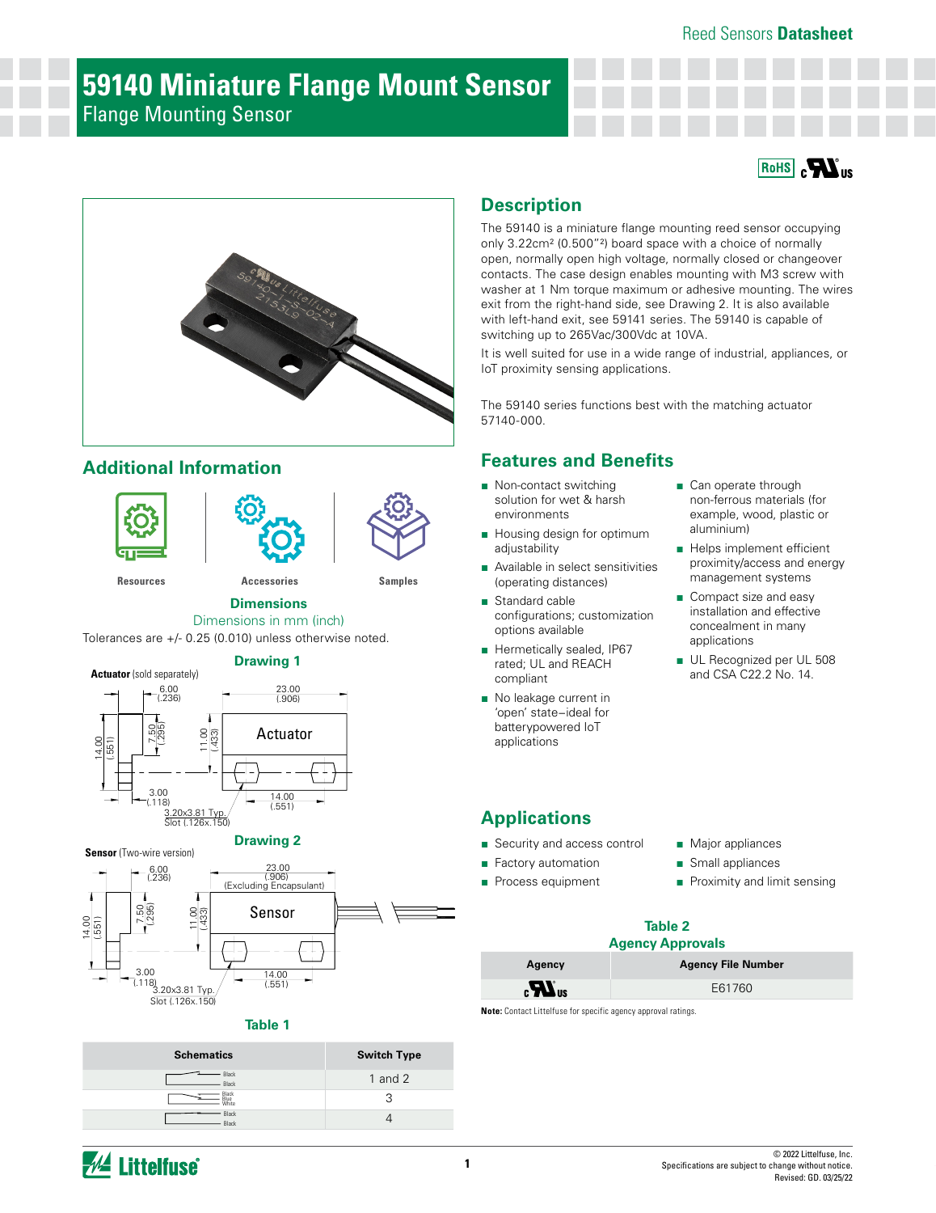Reed Sensors **Datasheet**

# 59140 Miniature Flange Mount Sensor

Flange Mounting Sensor

## Description

The 59140 is a miniature flange mounting reed sensor occupying only 3.22cm² (0.500"²) board space with a choice of normally open, normally open high voltage, normally closed or changeover contacts. The case design enables mounting with M3 screw with washer at 1 Nm torque maximum or adhesive mounting. The wires exit from the right-hand side, see Drawing 2. It is also available with left-hand exit, see 59141 series. The 59140 is capable of switching up to 265Vac/300Vdc at 10VA.

It is well suited for use in a wide range of industrial, appliances, or IoT proximity sensing applications.

The 59140 series functions best with the matching actuator 57140-000.

## Features and Benefits

- Non-contact switching solution for wet & harsh environments
- Housing design for optimum adjustability
- Available in select sensitivities (operating distances)
- Standard cable configurations; customization options available
- Hermetically sealed, IP67 rated; UL and REACH compliant
- No leakage current in 'open' state–ideal for batterypowered IoT applications
- Can operate through non-ferrous materials (for example, wood, plastic or aluminium)
- Helps implement efficient proximity/access and energy management systems
- Compact size and easy installation and effective concealment in many applications
- UL Recognized per UL 508 and CSA C22.2 No. 14.

## Additional Information

Resources | Accessories | Samples

## Dimensions

Dimensions in mm (inch)

Tolerances are +/- 0.25 (0.010) unless otherwise noted.

### Drawing 1

**Actuator** (sold separately)

Actuator: 6.00 (.236); 23.00 (.906); 14.00 (.551); 7.50 (.295); 11.00 (.433); 3.00 (.118); 14.00 (.551); 3.20x3.81 Typ. Slot (.126x.150)

### Drawing 2

**Sensor** (Two-wire version)

Sensor: 6.00 (.236); 23.00 (.906) (Excluding Encapsulant); 14.00 (.551); 7.50 (.295); 11.00 (.433); 3.00 (.118); 14.00 (.551); 3.20x3.81 Typ. Slot (.126x.150)

## Applications

- Security and access control
- Factory automation
- Process equipment
- Major appliances
- Small appliances
- Proximity and limit sensing

### Table 1

| Schematics | Switch Type |
|---|---|
| Black, Black | 1 and 2 |
| Black, Blue, White | 3 |
| Black, Black | 4 |

### Table 2

**Agency Approvals**

| Agency | Agency File Number |
|---|---|
| cURus | E61760 |

**Note:** Contact Littelfuse for specific agency approval ratings.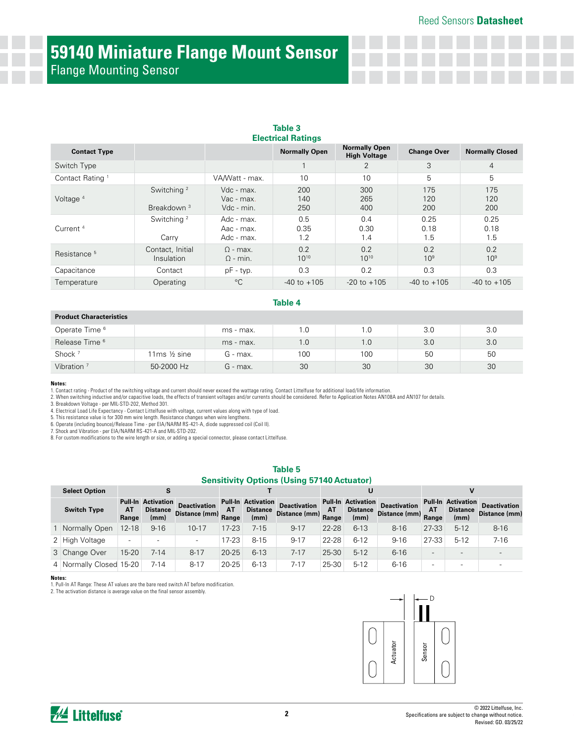# 59140 Miniature Flange Mount Sensor

Flange Mounting Sensor

**Table 3**
**Electrical Ratings**

| Contact Type | | | Normally Open | Normally Open High Voltage | Change Over | Normally Closed |
|---|---|---|---|---|---|---|
| Switch Type | | | 1 | 2 | 3 | 4 |
| Contact Rating [1] | | VA/Watt - max. | 10 | 10 | 5 | 5 |
| Voltage [4] | Switching [2] | Vdc - max. | 200 | 300 | 175 | 175 |
| | | Vac - max. | 140 | 265 | 120 | 120 |
| | Breakdown [3] | Vdc - min. | 250 | 400 | 200 | 200 |
| Current [4] | Switching [2] | Adc - max. | 0.5 | 0.4 | 0.25 | 0.25 |
| | | Aac - max. | 0.35 | 0.30 | 0.18 | 0.18 |
| | Carry | Adc - max. | 1.2 | 1.4 | 1.5 | 1.5 |
| Resistance [5] | Contact, Initial | Ω - max. | 0.2 | 0.2 | 0.2 | 0.2 |
| | Insulation | Ω - min. | $10^{10}$ | $10^{10}$ | $10^{9}$ | $10^{9}$ |
| Capacitance | Contact | pF - typ. | 0.3 | 0.2 | 0.3 | 0.3 |
| Temperature | Operating | °C | -40 to +105 | -20 to +105 | -40 to +105 | -40 to +105 |

**Table 4**

| Product Characteristics | | | | | | |
|---|---|---|---|---|---|---|
| Operate Time [6] | | ms - max. | 1.0 | 1.0 | 3.0 | 3.0 |
| Release Time [6] | | ms - max. | 1.0 | 1.0 | 3.0 | 3.0 |
| Shock [7] | 11ms ½ sine | G - max. | 100 | 100 | 50 | 50 |
| Vibration [7] | 50-2000 Hz | G - max. | 30 | 30 | 30 | 30 |

**Notes:**

1. Contact rating - Product of the switching voltage and current should never exceed the wattage rating. Contact Littelfuse for additional load/life information.
2. When switching inductive and/or capacitive loads, the effects of transient voltages and/or currents should be considered. Refer to Application Notes AN108A and AN107 for details.
3. Breakdown Voltage - per MIL-STD-202, Method 301.
4. Electrical Load Life Expectancy - Contact Littelfuse with voltage, current values along with type of load.
5. This resistance value is for 300 mm wire length. Resistance changes when wire lengthens.
6. Operate (including bounce)/Release Time - per EIA/NARM RS-421-A, diode suppressed coil (Coil II).
7. Shock and Vibration - per EIA/NARM RS-421-A and MIL-STD-202.
8. For custom modifications to the wire length or size, or adding a special connector, please contact Littelfuse.

**Table 5**
**Sensitivity Options (Using 57140 Actuator)**

| Select Option | | S | | | T | | | U | | | V | | |
|---|---|---|---|---|---|---|---|---|---|---|---|---|---|
| Switch Type | | Pull-In AT Range | Activation Distance (mm) | Deactivation Distance (mm) | Pull-In AT Range | Activation Distance (mm) | Deactivation Distance (mm) | Pull-In AT Range | Activation Distance (mm) | Deactivation Distance (mm) | Pull-In AT Range | Activation Distance (mm) | Deactivation Distance (mm) |
| 1 | Normally Open | 12-18 | 9-16 | 10-17 | 17-23 | 7-15 | 9-17 | 22-28 | 6-13 | 8-16 | 27-33 | 5-12 | 8-16 |
| 2 | High Voltage | - | - | - | 17-23 | 8-15 | 9-17 | 22-28 | 6-12 | 9-16 | 27-33 | 5-12 | 7-16 |
| 3 | Change Over | 15-20 | 7-14 | 8-17 | 20-25 | 6-13 | 7-17 | 25-30 | 5-12 | 6-16 | - | - | - |
| 4 | Normally Closed | 15-20 | 7-14 | 8-17 | 20-25 | 6-13 | 7-17 | 25-30 | 5-12 | 6-16 | - | - | - |

**Notes:**

1. Pull-In AT Range: These AT values are the bare reed switch AT before modification.
2. The activation distance is average value on the final sensor assembly.

D

Actuator

Sensor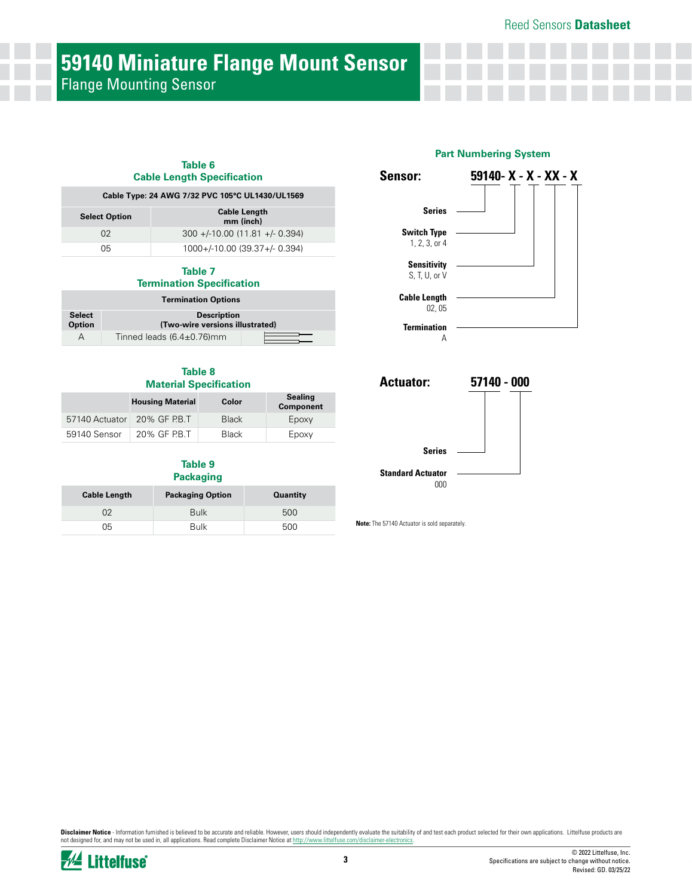# 59140 Miniature Flange Mount Sensor

## Flange Mounting Sensor

### Table 6 Cable Length Specification

| Cable Type: 24 AWG 7/32 PVC 105°C UL1430/UL1569 | |
|---|---|
| **Select Option** | **Cable Length mm (inch)** |
| 02 | 300 +/-10.00 (11.81 +/- 0.394) |
| 05 | 1000+/-10.00 (39.37+/- 0.394) |

### Table 7 Termination Specification

| Termination Options | |
|---|---|
| **Select Option** | **Description (Two-wire versions illustrated)** |
| A | Tinned leads (6.4±0.76)mm |

### Table 8 Material Specification

| | Housing Material | Color | Sealing Component |
|---|---|---|---|
| 57140 Actuator | 20% GF P.B.T | Black | Epoxy |
| 59140 Sensor | 20% GF P.B.T | Black | Epoxy |

### Table 9 Packaging

| Cable Length | Packaging Option | Quantity |
|---|---|---|
| 02 | Bulk | 500 |
| 05 | Bulk | 500 |

### Part Numbering System

**Sensor:** **59140- X - X - XX - X**

- **Series**
- **Switch Type** 1, 2, 3, or 4
- **Sensitivity** S, T, U, or V
- **Cable Length** 02, 05
- **Termination** A

**Actuator:** **57140 - 000**

- **Series**
- **Standard Actuator** 000

**Note:** The 57140 Actuator is sold separately.

**Disclaimer Notice** - Information furnished is believed to be accurate and reliable. However, users should independently evaluate the suitability of and test each product selected for their own applications. Littelfuse products are not designed for, and may not be used in, all applications. Read complete Disclaimer Notice at http://www.littelfuse.com/disclaimer-electronics.

© 2022 Littelfuse, Inc.
Specifications are subject to change without notice.
Revised: GD. 03/25/22